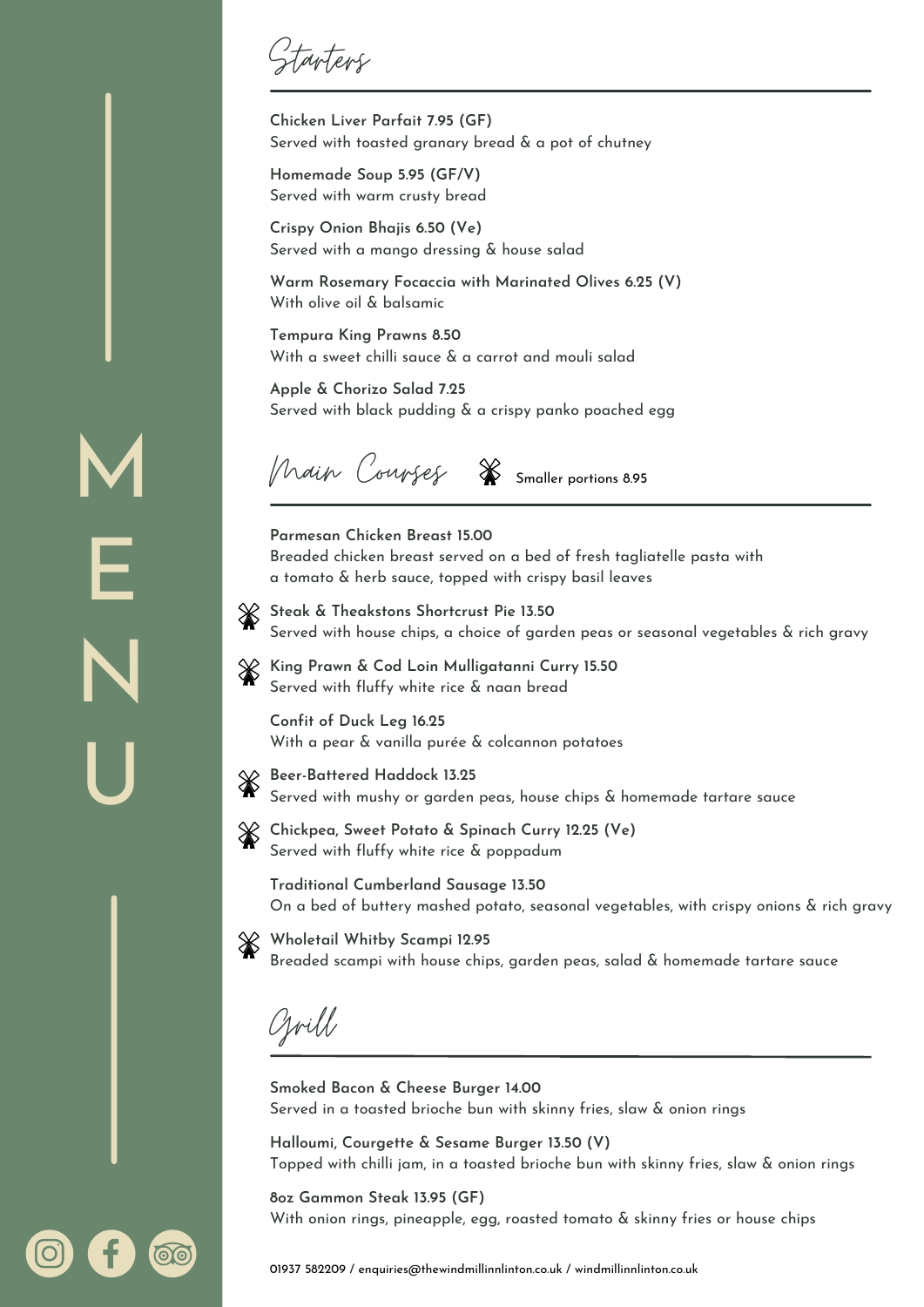# MENU

## Starters

**Chicken Liver Parfait 7.95 (GF)**
Served with toasted granary bread & a pot of chutney

**Homemade Soup 5.95 (GF/V)**
Served with warm crusty bread

**Crispy Onion Bhajis 6.50 (Ve)**
Served with a mango dressing & house salad

**Warm Rosemary Focaccia with Marinated Olives 6.25 (V)**
With olive oil & balsamic

**Tempura King Prawns 8.50**
With a sweet chilli sauce & a carrot and mouli salad

**Apple & Chorizo Salad 7.25**
Served with black pudding & a crispy panko poached egg

## Main Courses

Smaller portions 8.95 (marked items)

**Parmesan Chicken Breast 15.00**
Breaded chicken breast served on a bed of fresh tagliatelle pasta with a tomato & herb sauce, topped with crispy basil leaves

**Steak & Theakstons Shortcrust Pie 13.50** (smaller portion available)
Served with house chips, a choice of garden peas or seasonal vegetables & rich gravy

**King Prawn & Cod Loin Mulligatanni Curry 15.50** (smaller portion available)
Served with fluffy white rice & naan bread

**Confit of Duck Leg 16.25**
With a pear & vanilla purée & colcannon potatoes

**Beer-Battered Haddock 13.25** (smaller portion available)
Served with mushy or garden peas, house chips & homemade tartare sauce

**Chickpea, Sweet Potato & Spinach Curry 12.25 (Ve)** (smaller portion available)
Served with fluffy white rice & poppadum

**Traditional Cumberland Sausage 13.50**
On a bed of buttery mashed potato, seasonal vegetables, with crispy onions & rich gravy

**Wholetail Whitby Scampi 12.95** (smaller portion available)
Breaded scampi with house chips, garden peas, salad & homemade tartare sauce

## Grill

**Smoked Bacon & Cheese Burger 14.00**
Served in a toasted brioche bun with skinny fries, slaw & onion rings

**Halloumi, Courgette & Sesame Burger 13.50 (V)**
Topped with chilli jam, in a toasted brioche bun with skinny fries, slaw & onion rings

**8oz Gammon Steak 13.95 (GF)**
With onion rings, pineapple, egg, roasted tomato & skinny fries or house chips

01937 582209 / enquiries@thewindmillinnlinton.co.uk / windmillinnlinton.co.uk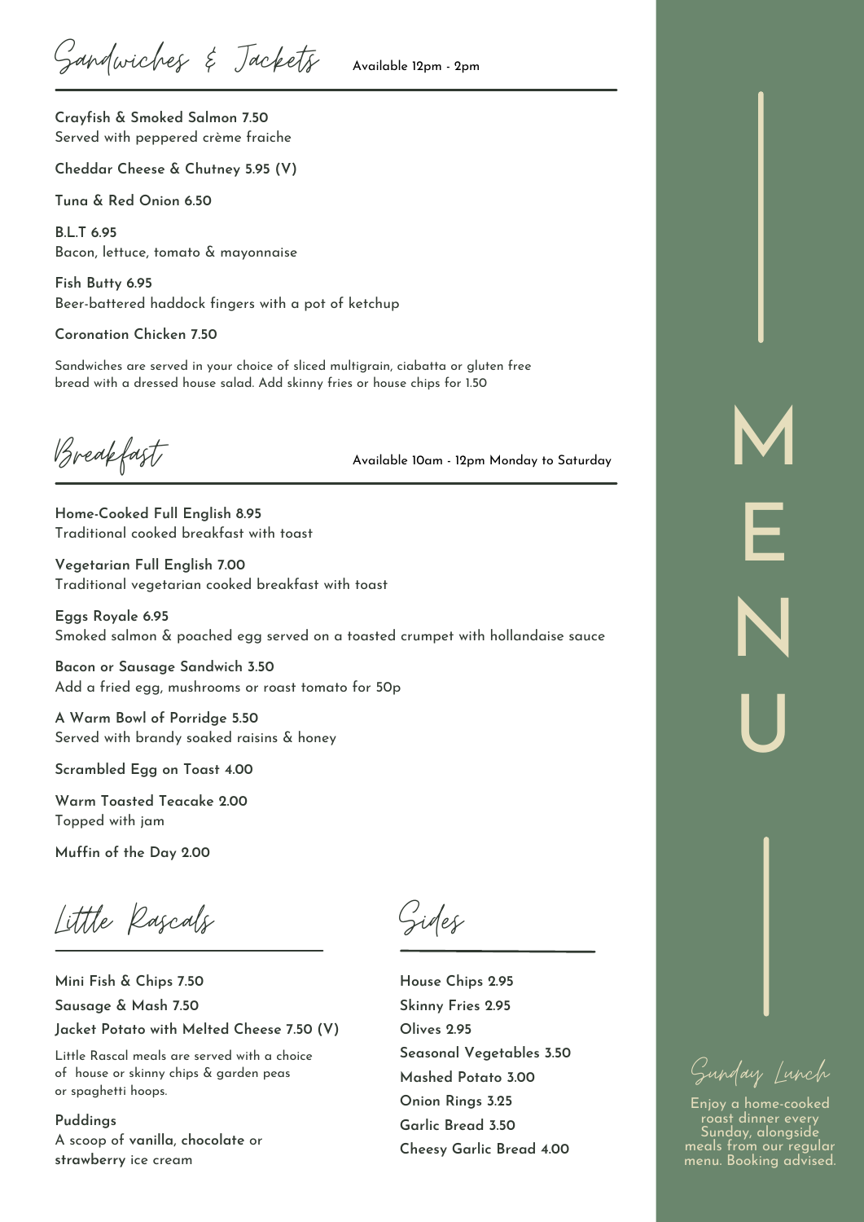## Sandwiches & Jackets

Available 12pm - 2pm

**Crayfish & Smoked Salmon 7.50**
Served with peppered crème fraiche

**Cheddar Cheese & Chutney 5.95 (V)**

**Tuna & Red Onion 6.50**

**B.L.T 6.95**
Bacon, lettuce, tomato & mayonnaise

**Fish Butty 6.95**
Beer-battered haddock fingers with a pot of ketchup

**Coronation Chicken 7.50**

Sandwiches are served in your choice of sliced multigrain, ciabatta or gluten free bread with a dressed house salad. Add skinny fries or house chips for 1.50

## Breakfast

Available 10am - 12pm Monday to Saturday

**Home-Cooked Full English 8.95**
Traditional cooked breakfast with toast

**Vegetarian Full English 7.00**
Traditional vegetarian cooked breakfast with toast

**Eggs Royale 6.95**
Smoked salmon & poached egg served on a toasted crumpet with hollandaise sauce

**Bacon or Sausage Sandwich 3.50**
Add a fried egg, mushrooms or roast tomato for 50p

**A Warm Bowl of Porridge 5.50**
Served with brandy soaked raisins & honey

**Scrambled Egg on Toast 4.00**

**Warm Toasted Teacake 2.00**
Topped with jam

**Muffin of the Day 2.00**

## Little Rascals

**Mini Fish & Chips 7.50**

**Sausage & Mash 7.50**

**Jacket Potato with Melted Cheese 7.50 (V)**

Little Rascal meals are served with a choice of house or skinny chips & garden peas or spaghetti hoops.

**Puddings**
A scoop of **vanilla**, **chocolate** or **strawberry** ice cream

## Sides

**House Chips 2.95**

**Skinny Fries 2.95**

**Olives 2.95**

**Seasonal Vegetables 3.50**

**Mashed Potato 3.00**

**Onion Rings 3.25**

**Garlic Bread 3.50**

**Cheesy Garlic Bread 4.00**

# MENU

## Sunday Lunch

Enjoy a home-cooked roast dinner every Sunday, alongside meals from our regular menu. Booking advised.